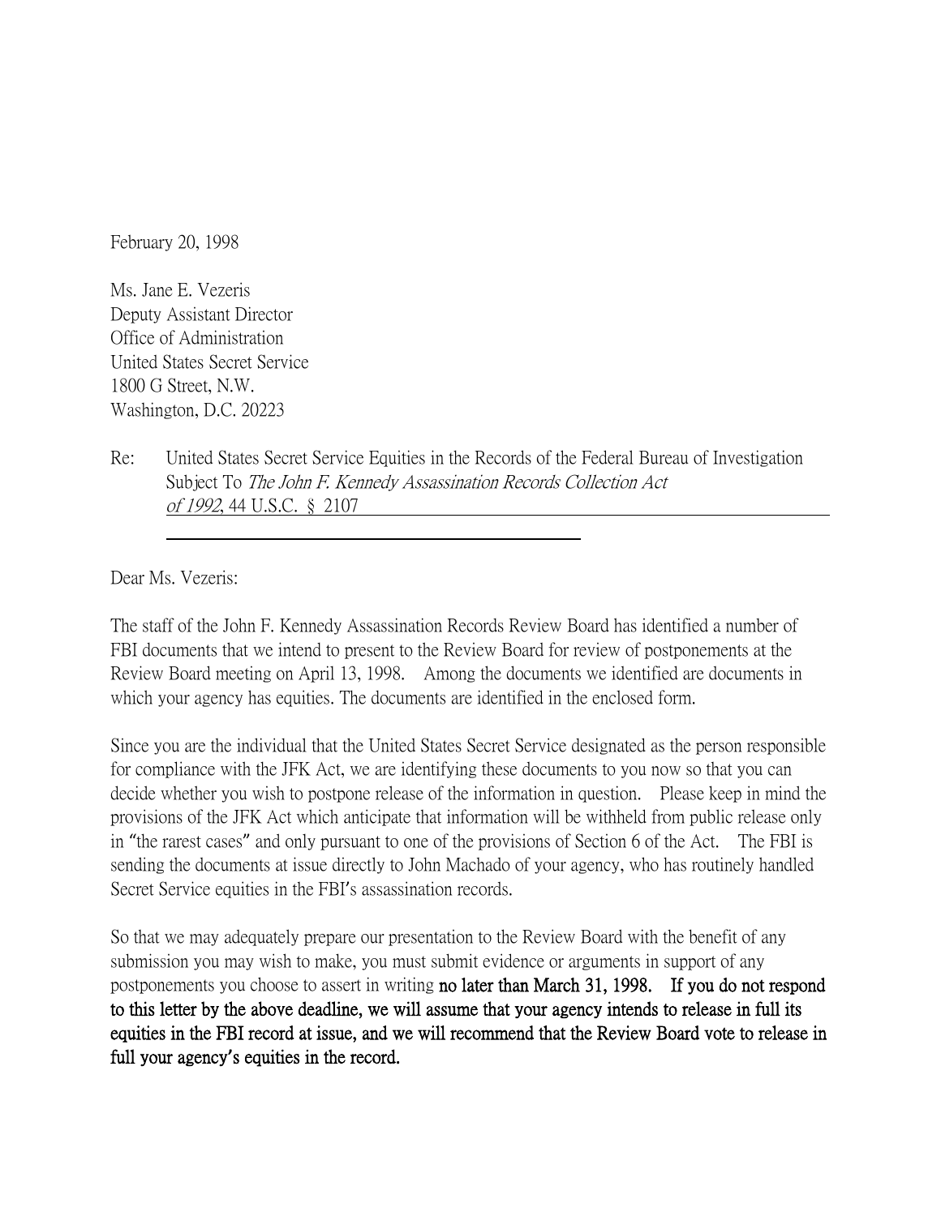February 20, 1998

Ms. Jane E. Vezeris
Deputy Assistant Director
Office of Administration
United States Secret Service
1800 G Street, N.W.
Washington, D.C. 20223

Re: United States Secret Service Equities in the Records of the Federal Bureau of Investigation Subject To *The John F. Kennedy Assassination Records Collection Act of 1992*, 44 U.S.C. § 2107

Dear Ms. Vezeris:

The staff of the John F. Kennedy Assassination Records Review Board has identified a number of FBI documents that we intend to present to the Review Board for review of postponements at the Review Board meeting on April 13, 1998. Among the documents we identified are documents in which your agency has equities. The documents are identified in the enclosed form.

Since you are the individual that the United States Secret Service designated as the person responsible for compliance with the JFK Act, we are identifying these documents to you now so that you can decide whether you wish to postpone release of the information in question. Please keep in mind the provisions of the JFK Act which anticipate that information will be withheld from public release only in "the rarest cases" and only pursuant to one of the provisions of Section 6 of the Act. The FBI is sending the documents at issue directly to John Machado of your agency, who has routinely handled Secret Service equities in the FBI's assassination records.

So that we may adequately prepare our presentation to the Review Board with the benefit of any submission you may wish to make, you must submit evidence or arguments in support of any postponements you choose to assert in writing **no later than March 31, 1998. If you do not respond to this letter by the above deadline, we will assume that your agency intends to release in full its equities in the FBI record at issue, and we will recommend that the Review Board vote to release in full your agency's equities in the record.**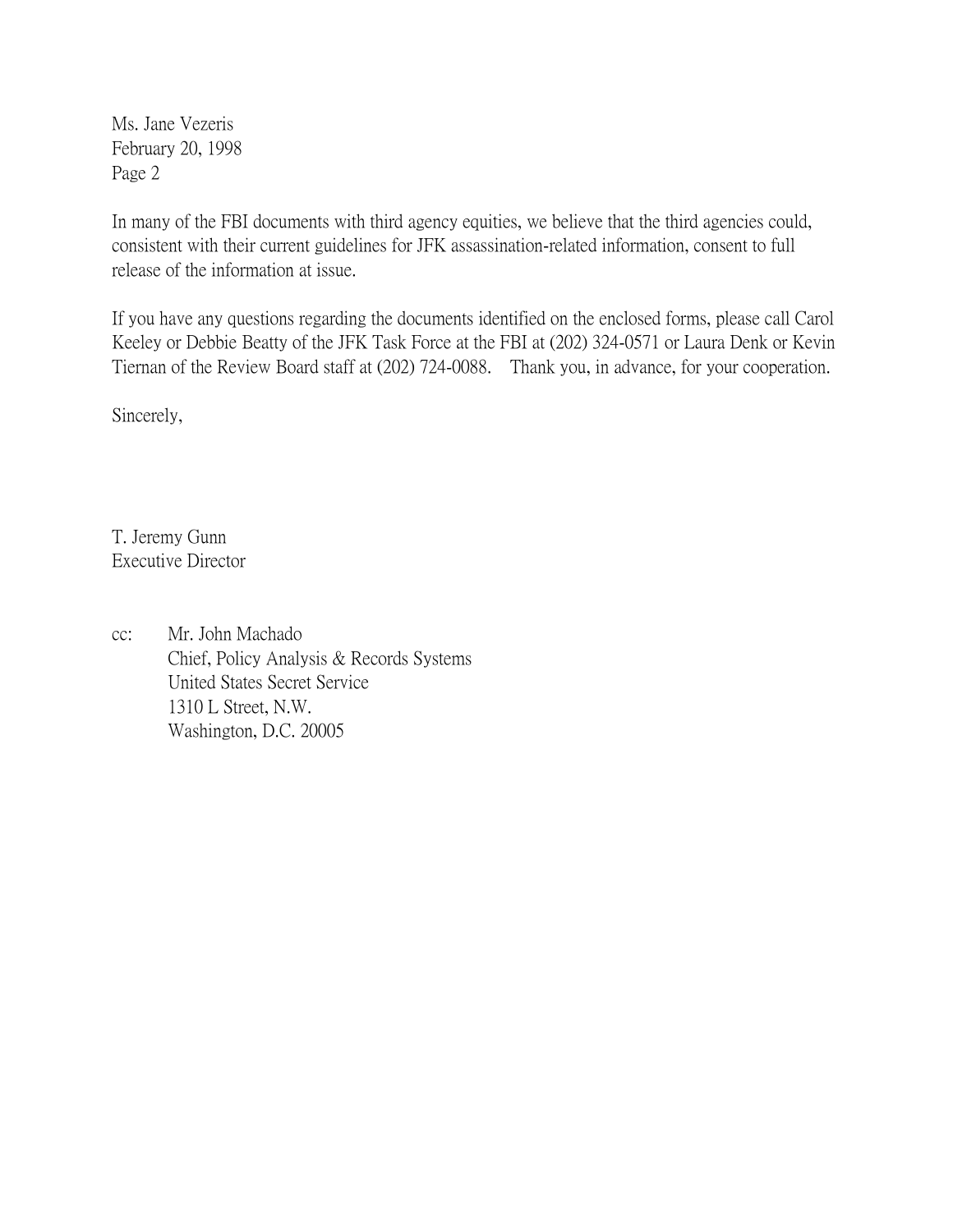Ms. Jane Vezeris
February 20, 1998
Page 2

In many of the FBI documents with third agency equities, we believe that the third agencies could, consistent with their current guidelines for JFK assassination-related information, consent to full release of the information at issue.

If you have any questions regarding the documents identified on the enclosed forms, please call Carol Keeley or Debbie Beatty of the JFK Task Force at the FBI at (202) 324-0571 or Laura Denk or Kevin Tiernan of the Review Board staff at (202) 724-0088. Thank you, in advance, for your cooperation.

Sincerely,

T. Jeremy Gunn
Executive Director

cc: Mr. John Machado
Chief, Policy Analysis & Records Systems
United States Secret Service
1310 L Street, N.W.
Washington, D.C. 20005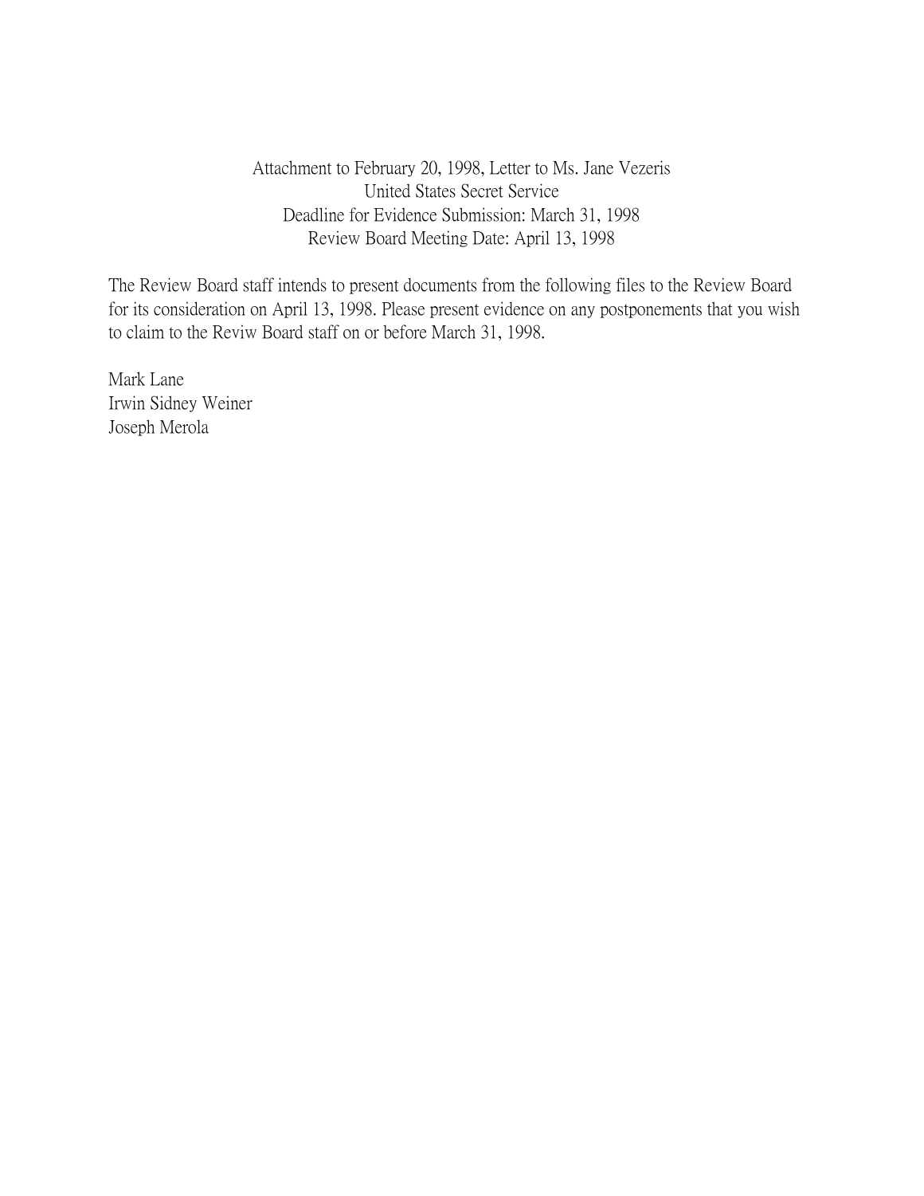Attachment to February 20, 1998, Letter to Ms. Jane Vezeris
United States Secret Service
Deadline for Evidence Submission: March 31, 1998
Review Board Meeting Date: April 13, 1998

The Review Board staff intends to present documents from the following files to the Review Board for its consideration on April 13, 1998. Please present evidence on any postponements that you wish to claim to the Reviw Board staff on or before March 31, 1998.

Mark Lane
Irwin Sidney Weiner
Joseph Merola